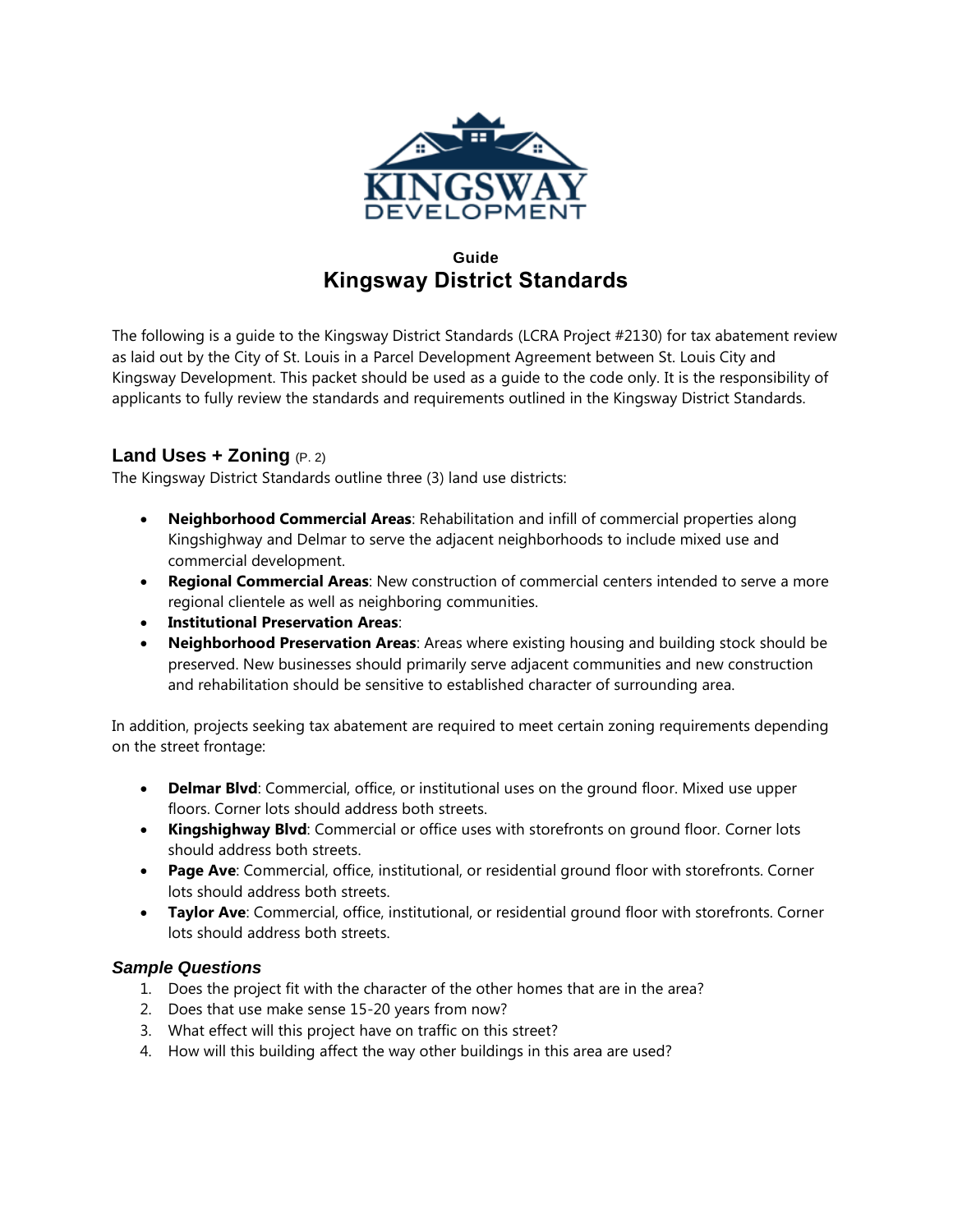KINGSWAY DEVELOPMENT

**Guide**

# Kingsway District Standards

The following is a guide to the Kingsway District Standards (LCRA Project #2130) for tax abatement review as laid out by the City of St. Louis in a Parcel Development Agreement between St. Louis City and Kingsway Development. This packet should be used as a guide to the code only. It is the responsibility of applicants to fully review the standards and requirements outlined in the Kingsway District Standards.

## Land Uses + Zoning (P. 2)

The Kingsway District Standards outline three (3) land use districts:

- **Neighborhood Commercial Areas**: Rehabilitation and infill of commercial properties along Kingshighway and Delmar to serve the adjacent neighborhoods to include mixed use and commercial development.
- **Regional Commercial Areas**: New construction of commercial centers intended to serve a more regional clientele as well as neighboring communities.
- **Institutional Preservation Areas**:
- **Neighborhood Preservation Areas**: Areas where existing housing and building stock should be preserved. New businesses should primarily serve adjacent communities and new construction and rehabilitation should be sensitive to established character of surrounding area.

In addition, projects seeking tax abatement are required to meet certain zoning requirements depending on the street frontage:

- **Delmar Blvd**: Commercial, office, or institutional uses on the ground floor. Mixed use upper floors. Corner lots should address both streets.
- **Kingshighway Blvd**: Commercial or office uses with storefronts on ground floor. Corner lots should address both streets.
- **Page Ave**: Commercial, office, institutional, or residential ground floor with storefronts. Corner lots should address both streets.
- **Taylor Ave**: Commercial, office, institutional, or residential ground floor with storefronts. Corner lots should address both streets.

### *Sample Questions*

1. Does the project fit with the character of the other homes that are in the area?
2. Does that use make sense 15-20 years from now?
3. What effect will this project have on traffic on this street?
4. How will this building affect the way other buildings in this area are used?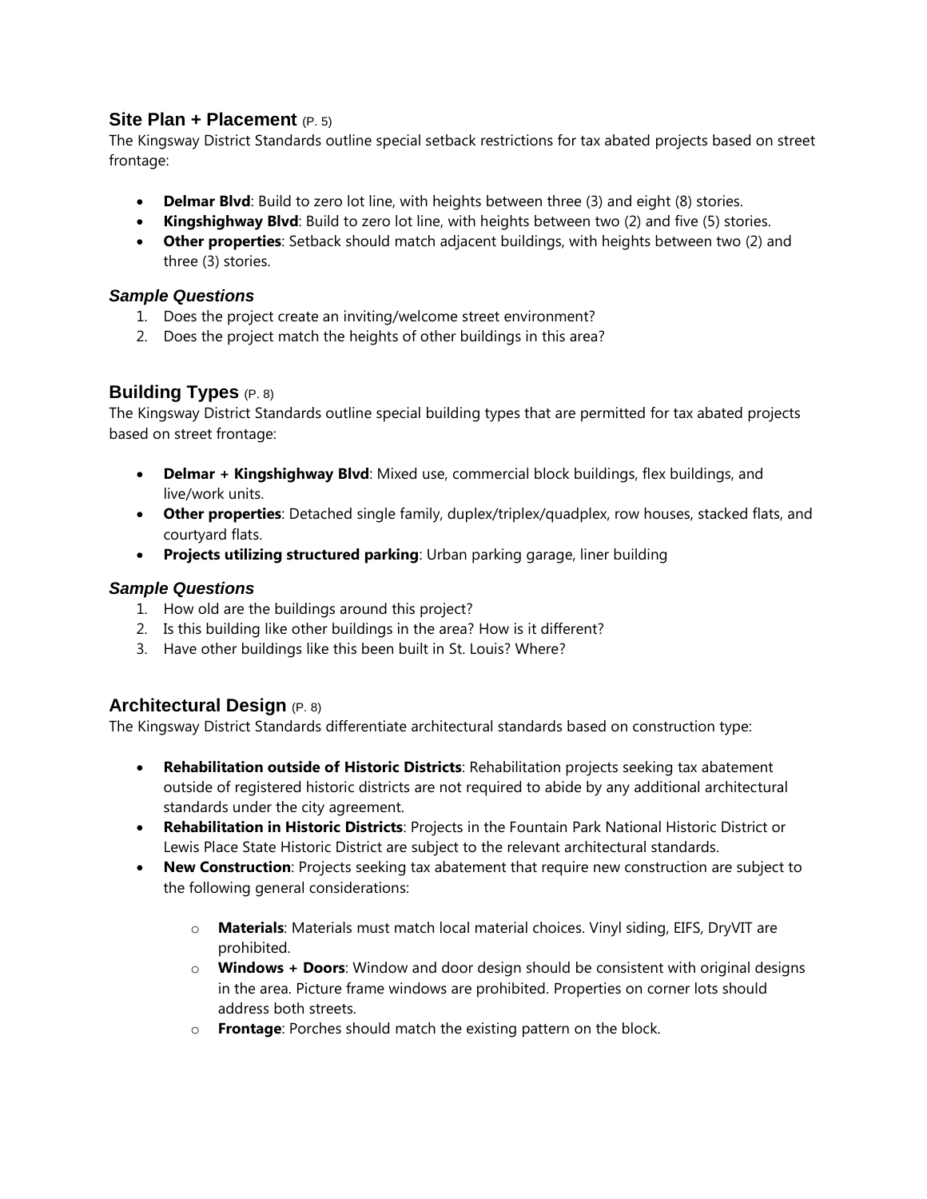## Site Plan + Placement (P. 5)

The Kingsway District Standards outline special setback restrictions for tax abated projects based on street frontage:

- **Delmar Blvd**: Build to zero lot line, with heights between three (3) and eight (8) stories.
- **Kingshighway Blvd**: Build to zero lot line, with heights between two (2) and five (5) stories.
- **Other properties**: Setback should match adjacent buildings, with heights between two (2) and three (3) stories.

### *Sample Questions*

1. Does the project create an inviting/welcome street environment?
2. Does the project match the heights of other buildings in this area?

## Building Types (P. 8)

The Kingsway District Standards outline special building types that are permitted for tax abated projects based on street frontage:

- **Delmar + Kingshighway Blvd**: Mixed use, commercial block buildings, flex buildings, and live/work units.
- **Other properties**: Detached single family, duplex/triplex/quadplex, row houses, stacked flats, and courtyard flats.
- **Projects utilizing structured parking**: Urban parking garage, liner building

### *Sample Questions*

1. How old are the buildings around this project?
2. Is this building like other buildings in the area? How is it different?
3. Have other buildings like this been built in St. Louis? Where?

## Architectural Design (P. 8)

The Kingsway District Standards differentiate architectural standards based on construction type:

- **Rehabilitation outside of Historic Districts**: Rehabilitation projects seeking tax abatement outside of registered historic districts are not required to abide by any additional architectural standards under the city agreement.
- **Rehabilitation in Historic Districts**: Projects in the Fountain Park National Historic District or Lewis Place State Historic District are subject to the relevant architectural standards.
- **New Construction**: Projects seeking tax abatement that require new construction are subject to the following general considerations:
  - **Materials**: Materials must match local material choices. Vinyl siding, EIFS, DryVIT are prohibited.
  - **Windows + Doors**: Window and door design should be consistent with original designs in the area. Picture frame windows are prohibited. Properties on corner lots should address both streets.
  - **Frontage**: Porches should match the existing pattern on the block.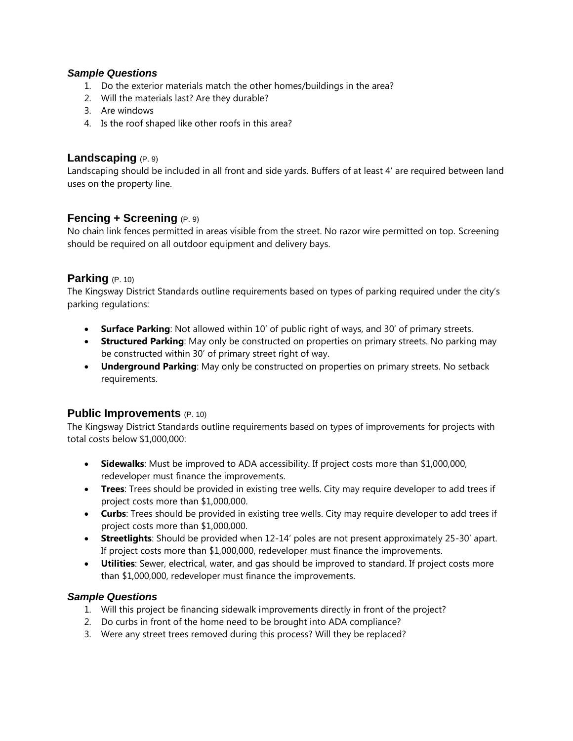### *Sample Questions*

1. Do the exterior materials match the other homes/buildings in the area?
2. Will the materials last? Are they durable?
3. Are windows
4. Is the roof shaped like other roofs in this area?

## Landscaping (P. 9)

Landscaping should be included in all front and side yards. Buffers of at least 4' are required between land uses on the property line.

## Fencing + Screening (P. 9)

No chain link fences permitted in areas visible from the street. No razor wire permitted on top. Screening should be required on all outdoor equipment and delivery bays.

## Parking (P. 10)

The Kingsway District Standards outline requirements based on types of parking required under the city's parking regulations:

- **Surface Parking**: Not allowed within 10' of public right of ways, and 30' of primary streets.
- **Structured Parking**: May only be constructed on properties on primary streets. No parking may be constructed within 30' of primary street right of way.
- **Underground Parking**: May only be constructed on properties on primary streets. No setback requirements.

## Public Improvements (P. 10)

The Kingsway District Standards outline requirements based on types of improvements for projects with total costs below $1,000,000:

- **Sidewalks**: Must be improved to ADA accessibility. If project costs more than $1,000,000, redeveloper must finance the improvements.
- **Trees**: Trees should be provided in existing tree wells. City may require developer to add trees if project costs more than $1,000,000.
- **Curbs**: Trees should be provided in existing tree wells. City may require developer to add trees if project costs more than $1,000,000.
- **Streetlights**: Should be provided when 12-14' poles are not present approximately 25-30' apart. If project costs more than $1,000,000, redeveloper must finance the improvements.
- **Utilities**: Sewer, electrical, water, and gas should be improved to standard. If project costs more than $1,000,000, redeveloper must finance the improvements.

### *Sample Questions*

1. Will this project be financing sidewalk improvements directly in front of the project?
2. Do curbs in front of the home need to be brought into ADA compliance?
3. Were any street trees removed during this process? Will they be replaced?